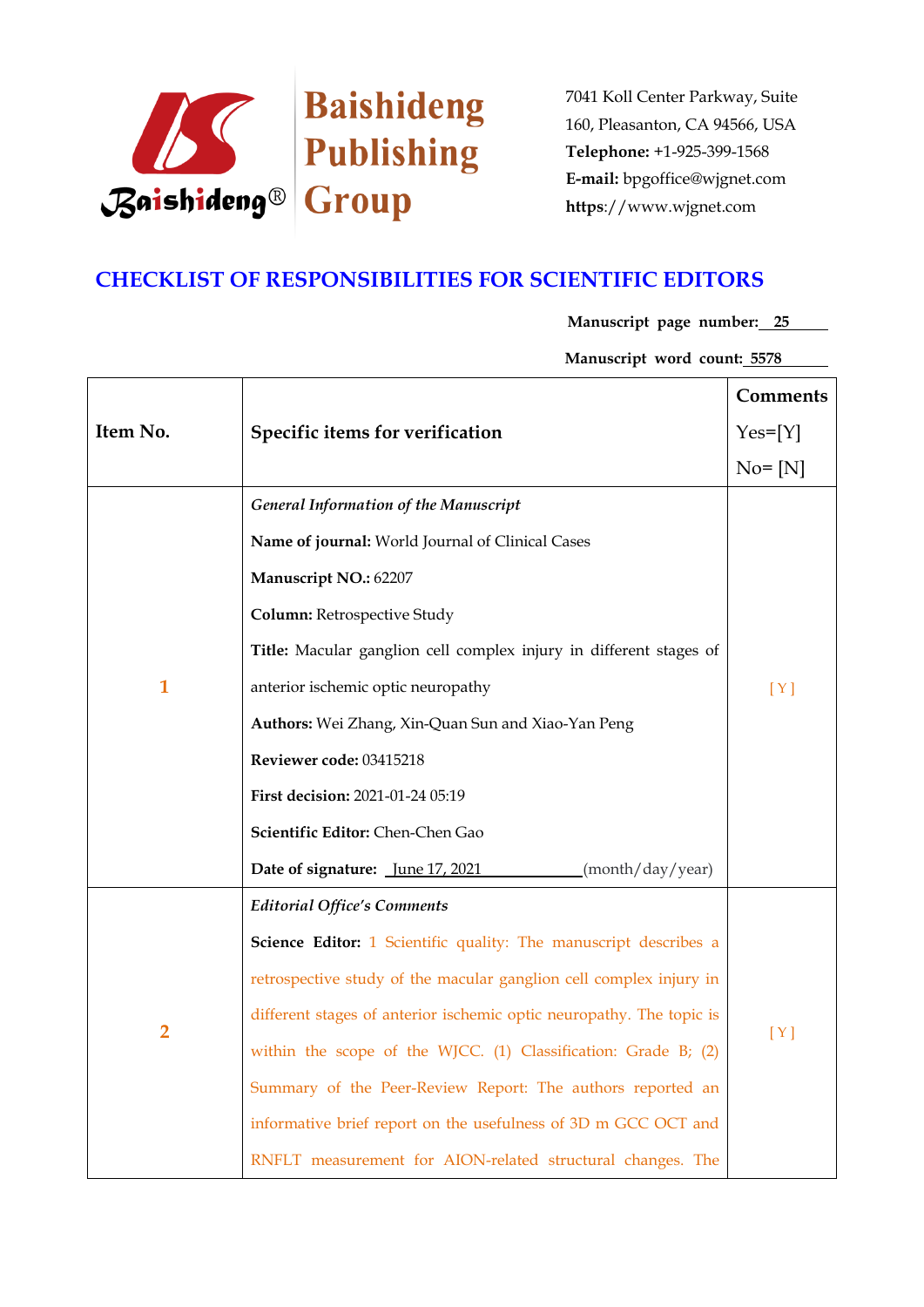Baishideng Publishing Group

7041 Koll Center Parkway, Suite 160, Pleasanton, CA 94566, USA
**Telephone:** +1-925-399-1568
**E-mail:** bpgoffice@wjgnet.com
**https**://www.wjgnet.com

# CHECKLIST OF RESPONSIBILITIES FOR SCIENTIFIC EDITORS

**Manuscript page number:** 25

**Manuscript word count:** 5578

| Item No. | Specific items for verification | Comments Yes=[Y] No= [N] |
|---|---|---|
| 1 | *General Information of the Manuscript* **Name of journal:** World Journal of Clinical Cases **Manuscript NO.:** 62207 **Column:** Retrospective Study **Title:** Macular ganglion cell complex injury in different stages of anterior ischemic optic neuropathy **Authors:** Wei Zhang, Xin-Quan Sun and Xiao-Yan Peng **Reviewer code:** 03415218 **First decision:** 2021-01-24 05:19 **Scientific Editor:** Chen-Chen Gao **Date of signature:** June 17, 2021 (month/day/year) | [ Y ] |
| 2 | *Editorial Office's Comments* **Science Editor:** 1 Scientific quality: The manuscript describes a retrospective study of the macular ganglion cell complex injury in different stages of anterior ischemic optic neuropathy. The topic is within the scope of the WJCC. (1) Classification: Grade B; (2) Summary of the Peer-Review Report: The authors reported an informative brief report on the usefulness of 3D m GCC OCT and RNFLT measurement for AION-related structural changes. The | [ Y ] |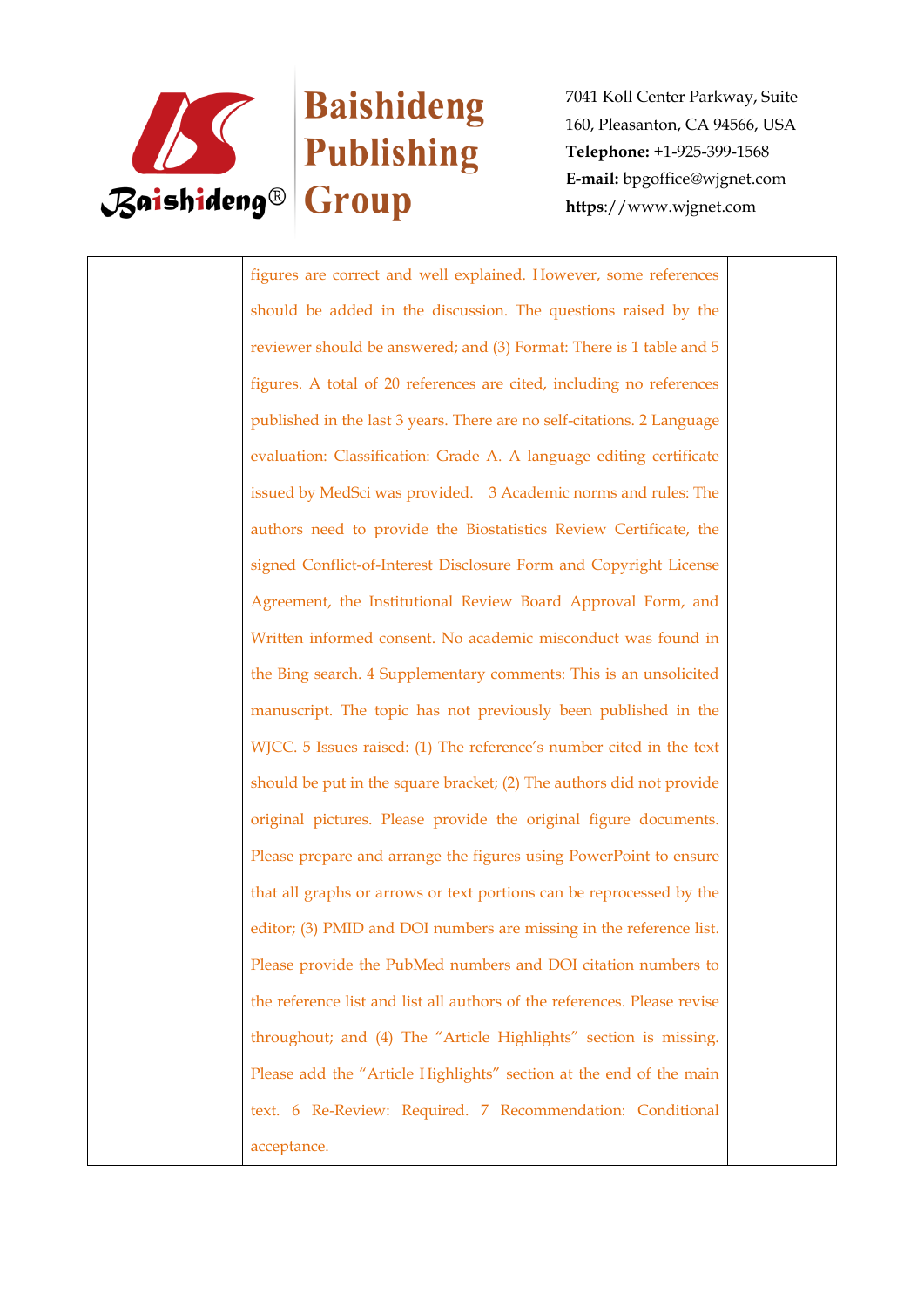| | figures are correct and well explained. However, some references should be added in the discussion. The questions raised by the reviewer should be answered; and (3) Format: There is 1 table and 5 figures. A total of 20 references are cited, including no references published in the last 3 years. There are no self-citations. 2 Language evaluation: Classification: Grade A. A language editing certificate issued by MedSci was provided. 3 Academic norms and rules: The authors need to provide the Biostatistics Review Certificate, the signed Conflict-of-Interest Disclosure Form and Copyright License Agreement, the Institutional Review Board Approval Form, and Written informed consent. No academic misconduct was found in the Bing search. 4 Supplementary comments: This is an unsolicited manuscript. The topic has not previously been published in the WJCC. 5 Issues raised: (1) The reference's number cited in the text should be put in the square bracket; (2) The authors did not provide original pictures. Please provide the original figure documents. Please prepare and arrange the figures using PowerPoint to ensure that all graphs or arrows or text portions can be reprocessed by the editor; (3) PMID and DOI numbers are missing in the reference list. Please provide the PubMed numbers and DOI citation numbers to the reference list and list all authors of the references. Please revise throughout; and (4) The "Article Highlights" section is missing. Please add the "Article Highlights" section at the end of the main text. 6 Re-Review: Required. 7 Recommendation: Conditional acceptance. | |
|---|---|---|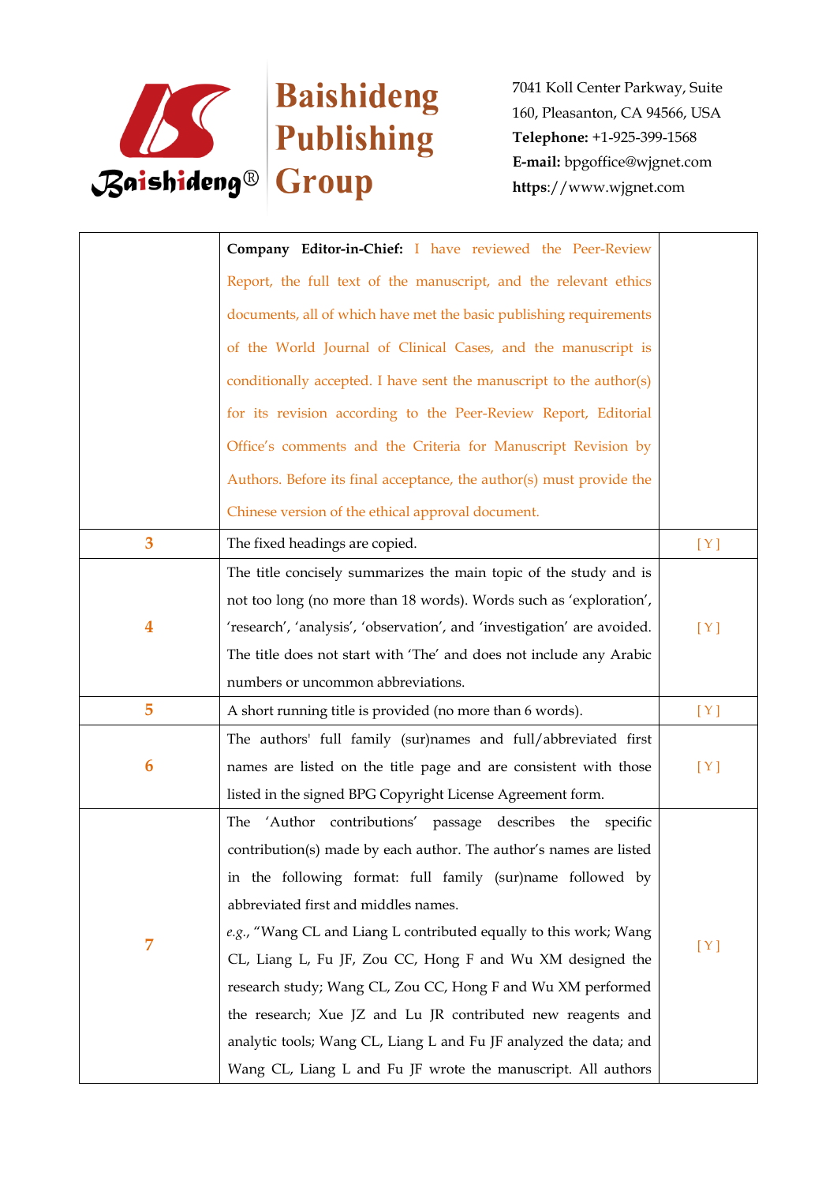| | | |
|---|---|---|
| | **Company Editor-in-Chief:** I have reviewed the Peer-Review Report, the full text of the manuscript, and the relevant ethics documents, all of which have met the basic publishing requirements of the World Journal of Clinical Cases, and the manuscript is conditionally accepted. I have sent the manuscript to the author(s) for its revision according to the Peer-Review Report, Editorial Office's comments and the Criteria for Manuscript Revision by Authors. Before its final acceptance, the author(s) must provide the Chinese version of the ethical approval document. | |
| 3 | The fixed headings are copied. | [ Y ] |
| 4 | The title concisely summarizes the main topic of the study and is not too long (no more than 18 words). Words such as 'exploration', 'research', 'analysis', 'observation', and 'investigation' are avoided. The title does not start with 'The' and does not include any Arabic numbers or uncommon abbreviations. | [ Y ] |
| 5 | A short running title is provided (no more than 6 words). | [ Y ] |
| 6 | The authors' full family (sur)names and full/abbreviated first names are listed on the title page and are consistent with those listed in the signed BPG Copyright License Agreement form. | [ Y ] |
| 7 | The 'Author contributions' passage describes the specific contribution(s) made by each author. The author's names are listed in the following format: full family (sur)name followed by abbreviated first and middles names. *e.g.*, "Wang CL and Liang L contributed equally to this work; Wang CL, Liang L, Fu JF, Zou CC, Hong F and Wu XM designed the research study; Wang CL, Zou CC, Hong F and Wu XM performed the research; Xue JZ and Lu JR contributed new reagents and analytic tools; Wang CL, Liang L and Fu JF analyzed the data; and Wang CL, Liang L and Fu JF wrote the manuscript. All authors | [ Y ] |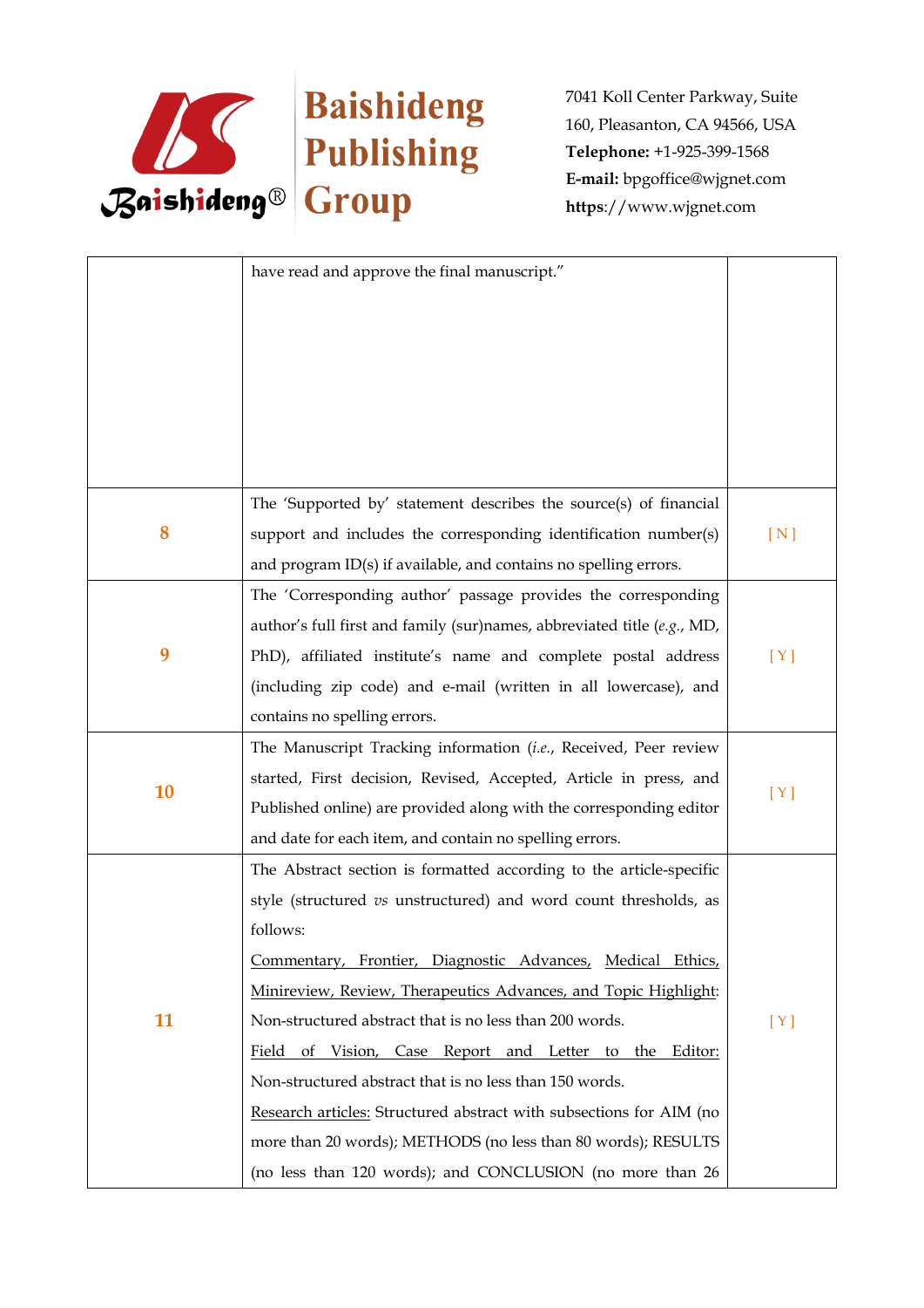| | | |
|---|---|---|
| | have read and approve the final manuscript.” | |
| 8 | The ‘Supported by’ statement describes the source(s) of financial support and includes the corresponding identification number(s) and program ID(s) if available, and contains no spelling errors. | [ N ] |
| 9 | The ‘Corresponding author’ passage provides the corresponding author’s full first and family (sur)names, abbreviated title (*e.g.*, MD, PhD), affiliated institute’s name and complete postal address (including zip code) and e-mail (written in all lowercase), and contains no spelling errors. | [ Y ] |
| 10 | The Manuscript Tracking information (*i.e.*, Received, Peer review started, First decision, Revised, Accepted, Article in press, and Published online) are provided along with the corresponding editor and date for each item, and contain no spelling errors. | [ Y ] |
| 11 | The Abstract section is formatted according to the article-specific style (structured *vs* unstructured) and word count thresholds, as follows: <br> Commentary, Frontier, Diagnostic Advances, Medical Ethics, Minireview, Review, Therapeutics Advances, and Topic Highlight: Non-structured abstract that is no less than 200 words. <br> Field of Vision, Case Report and Letter to the Editor: Non-structured abstract that is no less than 150 words. <br> Research articles: Structured abstract with subsections for AIM (no more than 20 words); METHODS (no less than 80 words); RESULTS (no less than 120 words); and CONCLUSION (no more than 26 | [ Y ] |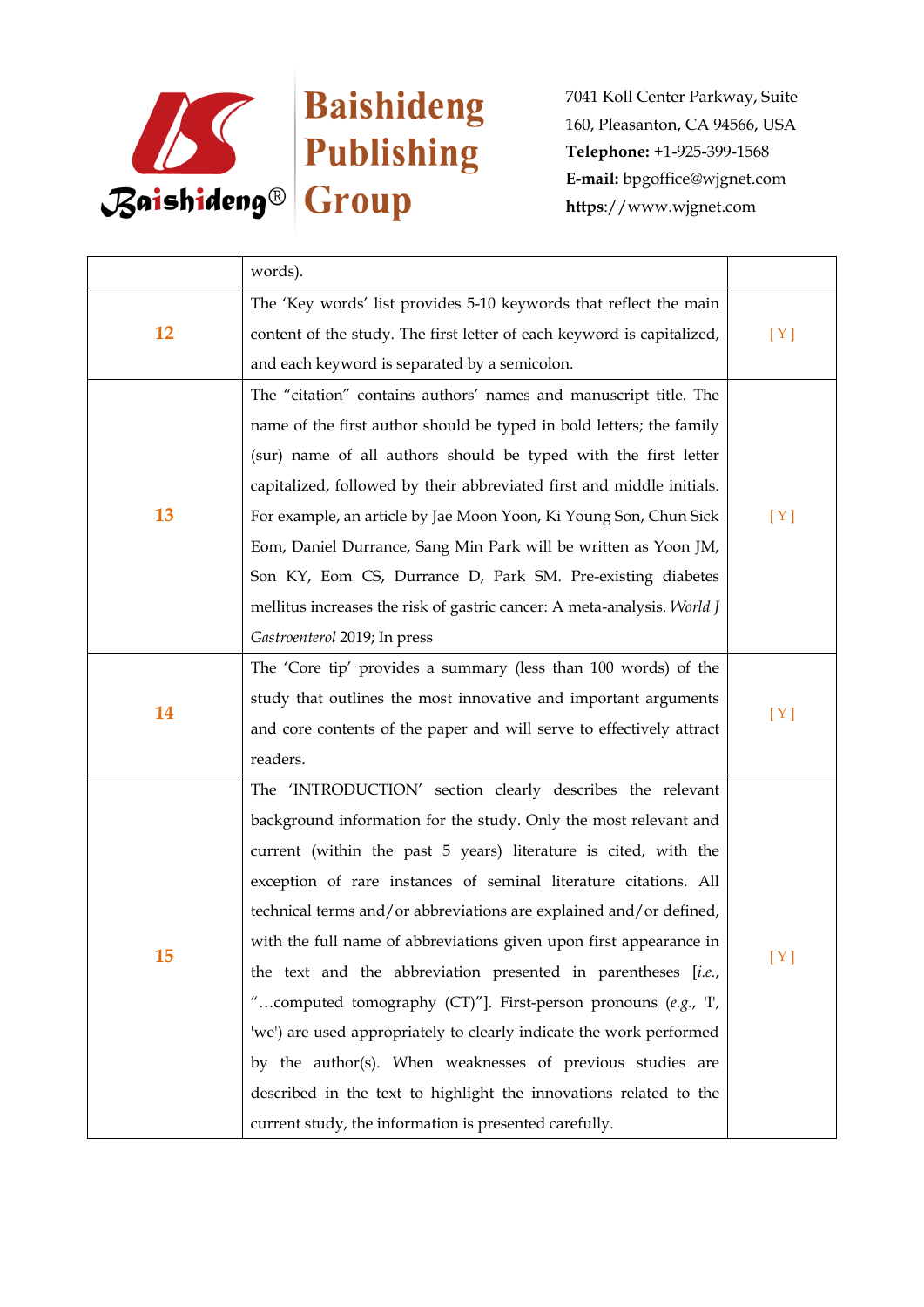|  |  |  |
|---|---|---|
|  | words). |  |
| 12 | The 'Key words' list provides 5-10 keywords that reflect the main content of the study. The first letter of each keyword is capitalized, and each keyword is separated by a semicolon. | [ Y ] |
| 13 | The "citation" contains authors' names and manuscript title. The name of the first author should be typed in bold letters; the family (sur) name of all authors should be typed with the first letter capitalized, followed by their abbreviated first and middle initials. For example, an article by Jae Moon Yoon, Ki Young Son, Chun Sick Eom, Daniel Durrance, Sang Min Park will be written as Yoon JM, Son KY, Eom CS, Durrance D, Park SM. Pre-existing diabetes mellitus increases the risk of gastric cancer: A meta-analysis. *World J Gastroenterol* 2019; In press | [ Y ] |
| 14 | The 'Core tip' provides a summary (less than 100 words) of the study that outlines the most innovative and important arguments and core contents of the paper and will serve to effectively attract readers. | [ Y ] |
| 15 | The 'INTRODUCTION' section clearly describes the relevant background information for the study. Only the most relevant and current (within the past 5 years) literature is cited, with the exception of rare instances of seminal literature citations. All technical terms and/or abbreviations are explained and/or defined, with the full name of abbreviations given upon first appearance in the text and the abbreviation presented in parentheses [*i.e.*, "…computed tomography (CT)"]. First-person pronouns (*e.g.*, 'I', 'we') are used appropriately to clearly indicate the work performed by the author(s). When weaknesses of previous studies are described in the text to highlight the innovations related to the current study, the information is presented carefully. | [ Y ] |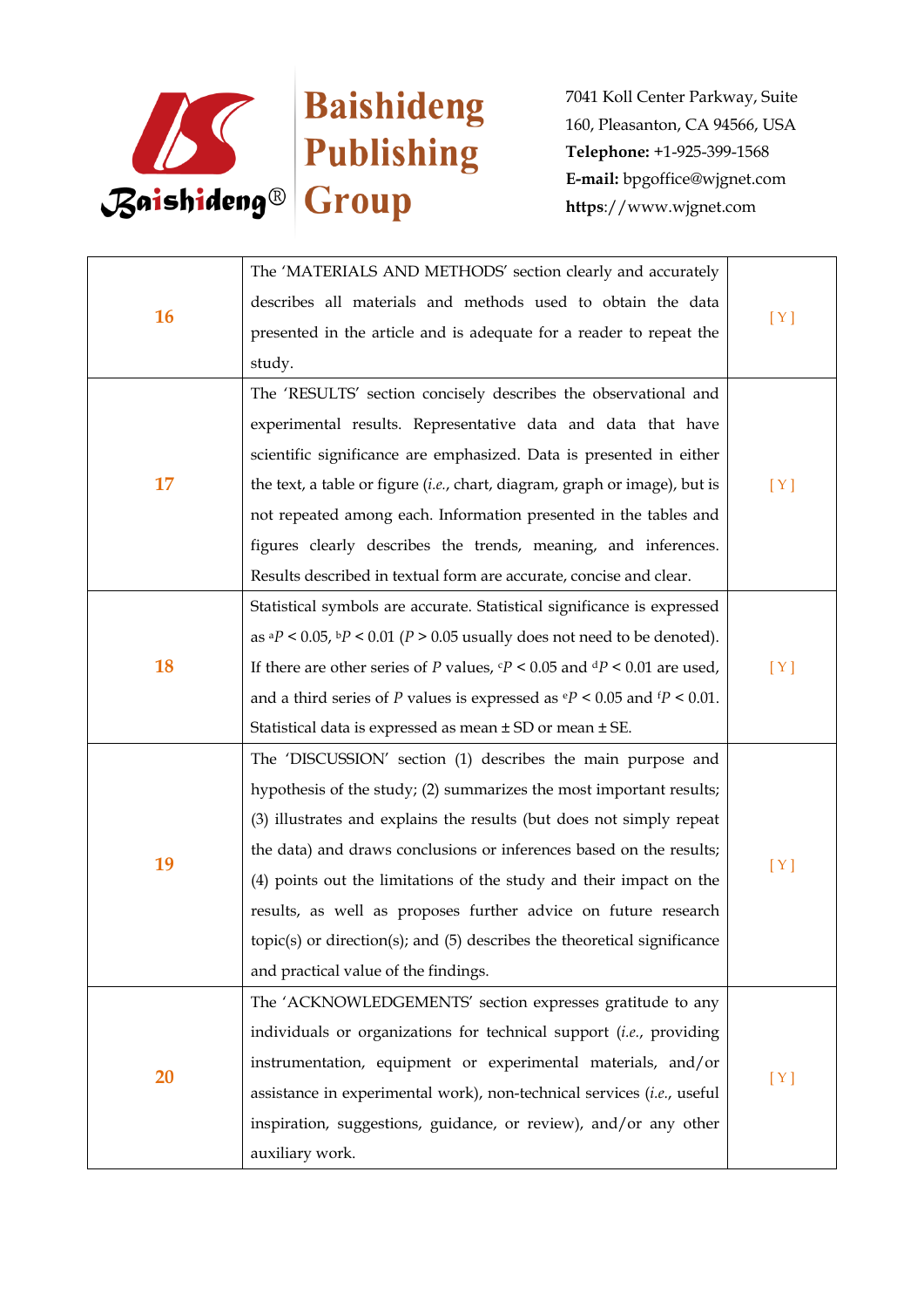| | | |
|---|---|---|
| 16 | The 'MATERIALS AND METHODS' section clearly and accurately describes all materials and methods used to obtain the data presented in the article and is adequate for a reader to repeat the study. | [ Y ] |
| 17 | The 'RESULTS' section concisely describes the observational and experimental results. Representative data and data that have scientific significance are emphasized. Data is presented in either the text, a table or figure (*i.e.*, chart, diagram, graph or image), but is not repeated among each. Information presented in the tables and figures clearly describes the trends, meaning, and inferences. Results described in textual form are accurate, concise and clear. | [ Y ] |
| 18 | Statistical symbols are accurate. Statistical significance is expressed as $^aP < 0.05$, $^bP < 0.01$ ($P > 0.05$ usually does not need to be denoted). If there are other series of $P$ values, $^cP < 0.05$ and $^dP < 0.01$ are used, and a third series of $P$ values is expressed as $^eP < 0.05$ and $^fP < 0.01$. Statistical data is expressed as mean ± SD or mean ± SE. | [ Y ] |
| 19 | The 'DISCUSSION' section (1) describes the main purpose and hypothesis of the study; (2) summarizes the most important results; (3) illustrates and explains the results (but does not simply repeat the data) and draws conclusions or inferences based on the results; (4) points out the limitations of the study and their impact on the results, as well as proposes further advice on future research topic(s) or direction(s); and (5) describes the theoretical significance and practical value of the findings. | [ Y ] |
| 20 | The 'ACKNOWLEDGEMENTS' section expresses gratitude to any individuals or organizations for technical support (*i.e.*, providing instrumentation, equipment or experimental materials, and/or assistance in experimental work), non-technical services (*i.e.*, useful inspiration, suggestions, guidance, or review), and/or any other auxiliary work. | [ Y ] |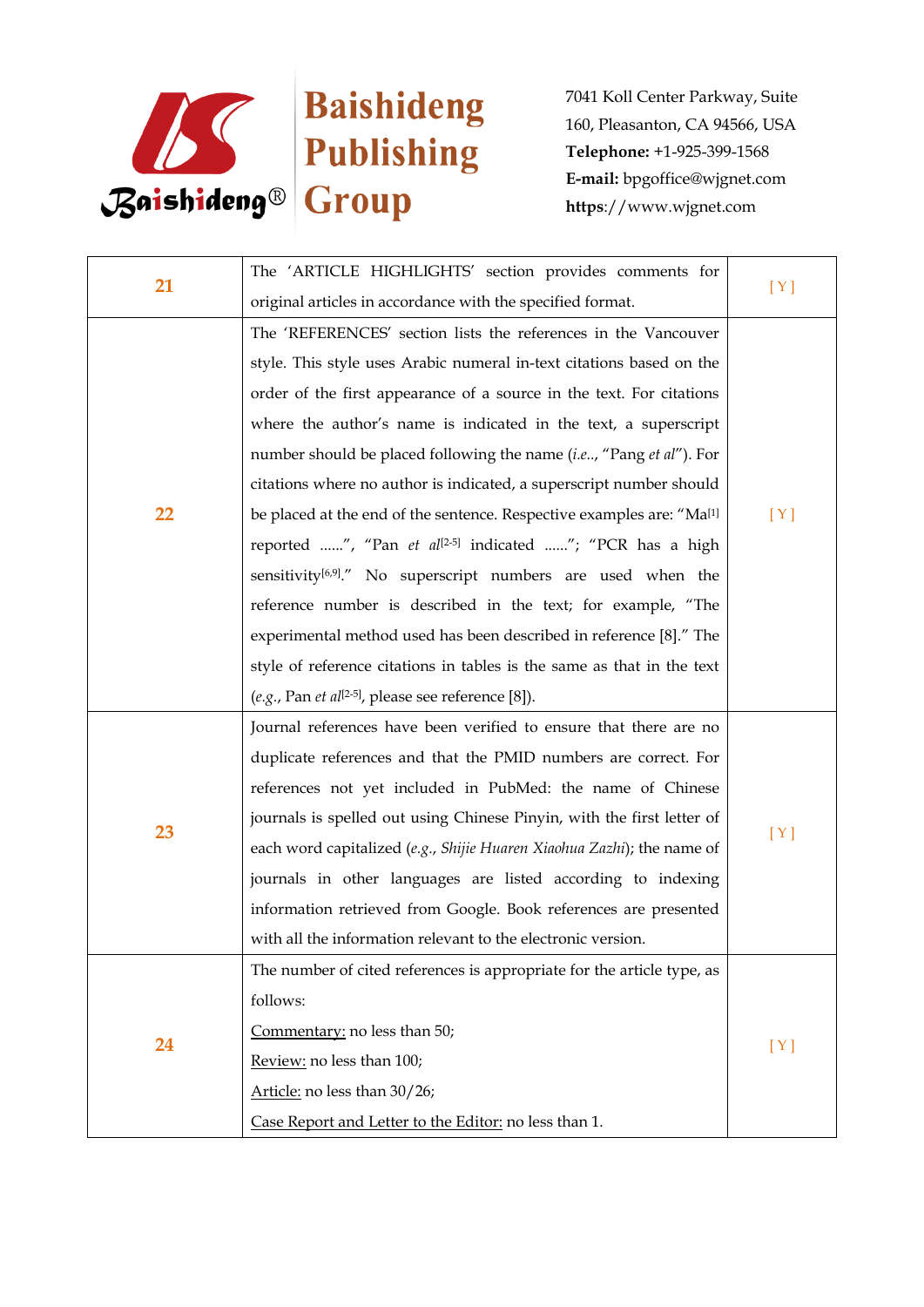| | | |
|---|---|---|
| **21** | The 'ARTICLE HIGHLIGHTS' section provides comments for original articles in accordance with the specified format. | [ Y ] |
| **22** | The 'REFERENCES' section lists the references in the Vancouver style. This style uses Arabic numeral in-text citations based on the order of the first appearance of a source in the text. For citations where the author's name is indicated in the text, a superscript number should be placed following the name (*i.e.*., "Pang *et al*"). For citations where no author is indicated, a superscript number should be placed at the end of the sentence. Respective examples are: "Ma[1] reported ......", "Pan *et al*[2-5] indicated ......"; "PCR has a high sensitivity[6,9]." No superscript numbers are used when the reference number is described in the text; for example, "The experimental method used has been described in reference [8]." The style of reference citations in tables is the same as that in the text (*e.g.*, Pan *et al*[2-5], please see reference [8]). | [ Y ] |
| **23** | Journal references have been verified to ensure that there are no duplicate references and that the PMID numbers are correct. For references not yet included in PubMed: the name of Chinese journals is spelled out using Chinese Pinyin, with the first letter of each word capitalized (*e.g.*, *Shijie Huaren Xiaohua Zazhi*); the name of journals in other languages are listed according to indexing information retrieved from Google. Book references are presented with all the information relevant to the electronic version. | [ Y ] |
| **24** | The number of cited references is appropriate for the article type, as follows:<br>Commentary: no less than 50;<br>Review: no less than 100;<br>Article: no less than 30/26;<br>Case Report and Letter to the Editor: no less than 1. | [ Y ] |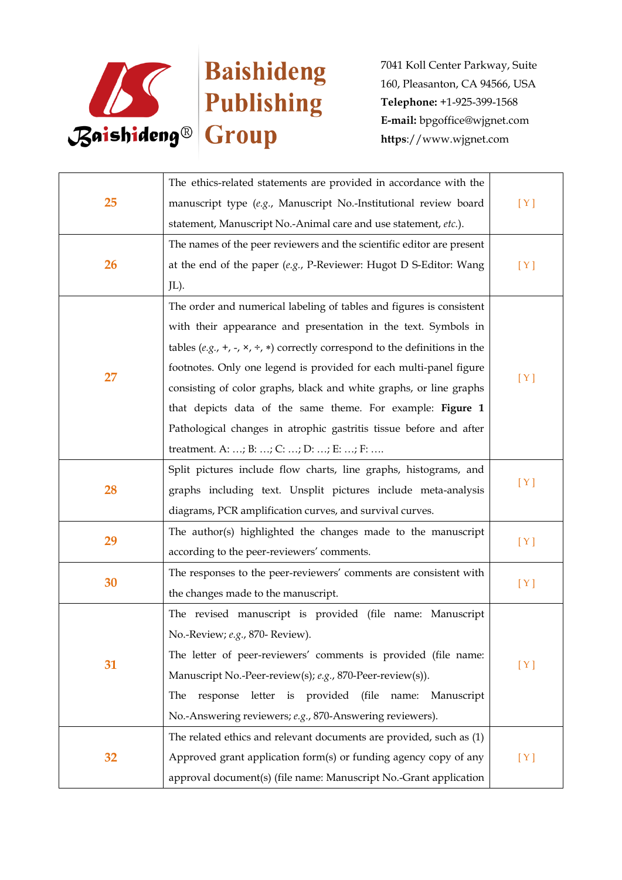| | | |
|---|---|---|
| **25** | The ethics-related statements are provided in accordance with the manuscript type (*e.g.*, Manuscript No.-Institutional review board statement, Manuscript No.-Animal care and use statement, *etc.*). | [ Y ] |
| **26** | The names of the peer reviewers and the scientific editor are present at the end of the paper (*e.g.*, P-Reviewer: Hugot D S-Editor: Wang JL). | [ Y ] |
| **27** | The order and numerical labeling of tables and figures is consistent with their appearance and presentation in the text. Symbols in tables (*e.g.*, +, -, ×, ÷, ∗) correctly correspond to the definitions in the footnotes. Only one legend is provided for each multi-panel figure consisting of color graphs, black and white graphs, or line graphs that depicts data of the same theme. For example: **Figure 1** Pathological changes in atrophic gastritis tissue before and after treatment. A: …; B: …; C: …; D: …; E: …; F: …. | [ Y ] |
| **28** | Split pictures include flow charts, line graphs, histograms, and graphs including text. Unsplit pictures include meta-analysis diagrams, PCR amplification curves, and survival curves. | [ Y ] |
| **29** | The author(s) highlighted the changes made to the manuscript according to the peer-reviewers' comments. | [ Y ] |
| **30** | The responses to the peer-reviewers' comments are consistent with the changes made to the manuscript. | [ Y ] |
| **31** | The revised manuscript is provided (file name: Manuscript No.-Review; *e.g.*, 870- Review).<br>The letter of peer-reviewers' comments is provided (file name: Manuscript No.-Peer-review(s); *e.g.*, 870-Peer-review(s)).<br>The response letter is provided (file name: Manuscript No.-Answering reviewers; *e.g.*, 870-Answering reviewers). | [ Y ] |
| **32** | The related ethics and relevant documents are provided, such as (1) Approved grant application form(s) or funding agency copy of any approval document(s) (file name: Manuscript No.-Grant application | [ Y ] |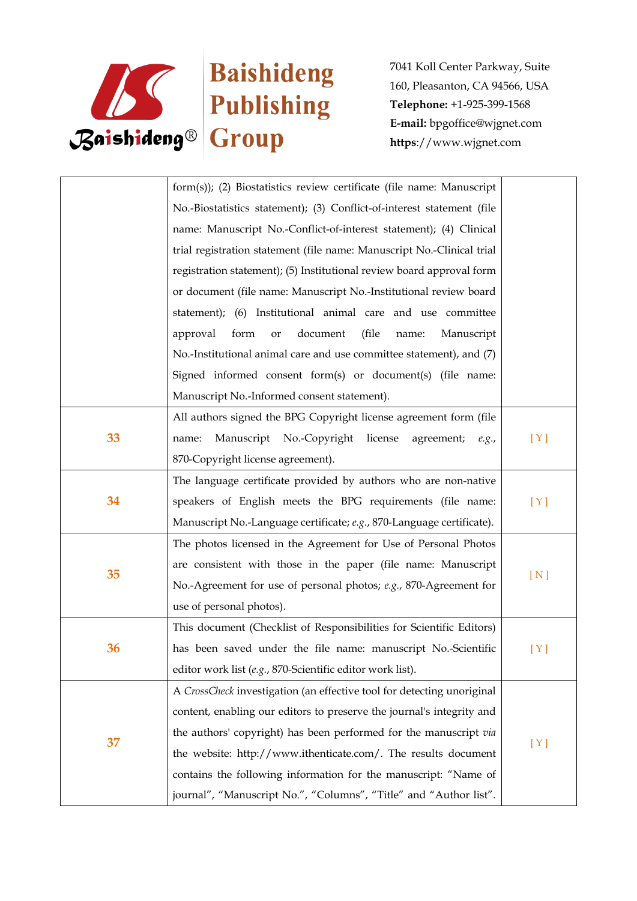| | | |
|---|---|---|
| | form(s)); (2) Biostatistics review certificate (file name: Manuscript No.-Biostatistics statement); (3) Conflict-of-interest statement (file name: Manuscript No.-Conflict-of-interest statement); (4) Clinical trial registration statement (file name: Manuscript No.-Clinical trial registration statement); (5) Institutional review board approval form or document (file name: Manuscript No.-Institutional review board statement); (6) Institutional animal care and use committee approval form or document (file name: Manuscript No.-Institutional animal care and use committee statement), and (7) Signed informed consent form(s) or document(s) (file name: Manuscript No.-Informed consent statement). | |
| 33 | All authors signed the BPG Copyright license agreement form (file name: Manuscript No.-Copyright license agreement; *e.g.*, 870-Copyright license agreement). | [ Y ] |
| 34 | The language certificate provided by authors who are non-native speakers of English meets the BPG requirements (file name: Manuscript No.-Language certificate; *e.g.*, 870-Language certificate). | [ Y ] |
| 35 | The photos licensed in the Agreement for Use of Personal Photos are consistent with those in the paper (file name: Manuscript No.-Agreement for use of personal photos; *e.g.*, 870-Agreement for use of personal photos). | [ N ] |
| 36 | This document (Checklist of Responsibilities for Scientific Editors) has been saved under the file name: manuscript No.-Scientific editor work list (*e.g.*, 870-Scientific editor work list). | [ Y ] |
| 37 | A *CrossCheck* investigation (an effective tool for detecting unoriginal content, enabling our editors to preserve the journal's integrity and the authors' copyright) has been performed for the manuscript *via* the website: http://www.ithenticate.com/. The results document contains the following information for the manuscript: "Name of journal", "Manuscript No.", "Columns", "Title" and "Author list". | [ Y ] |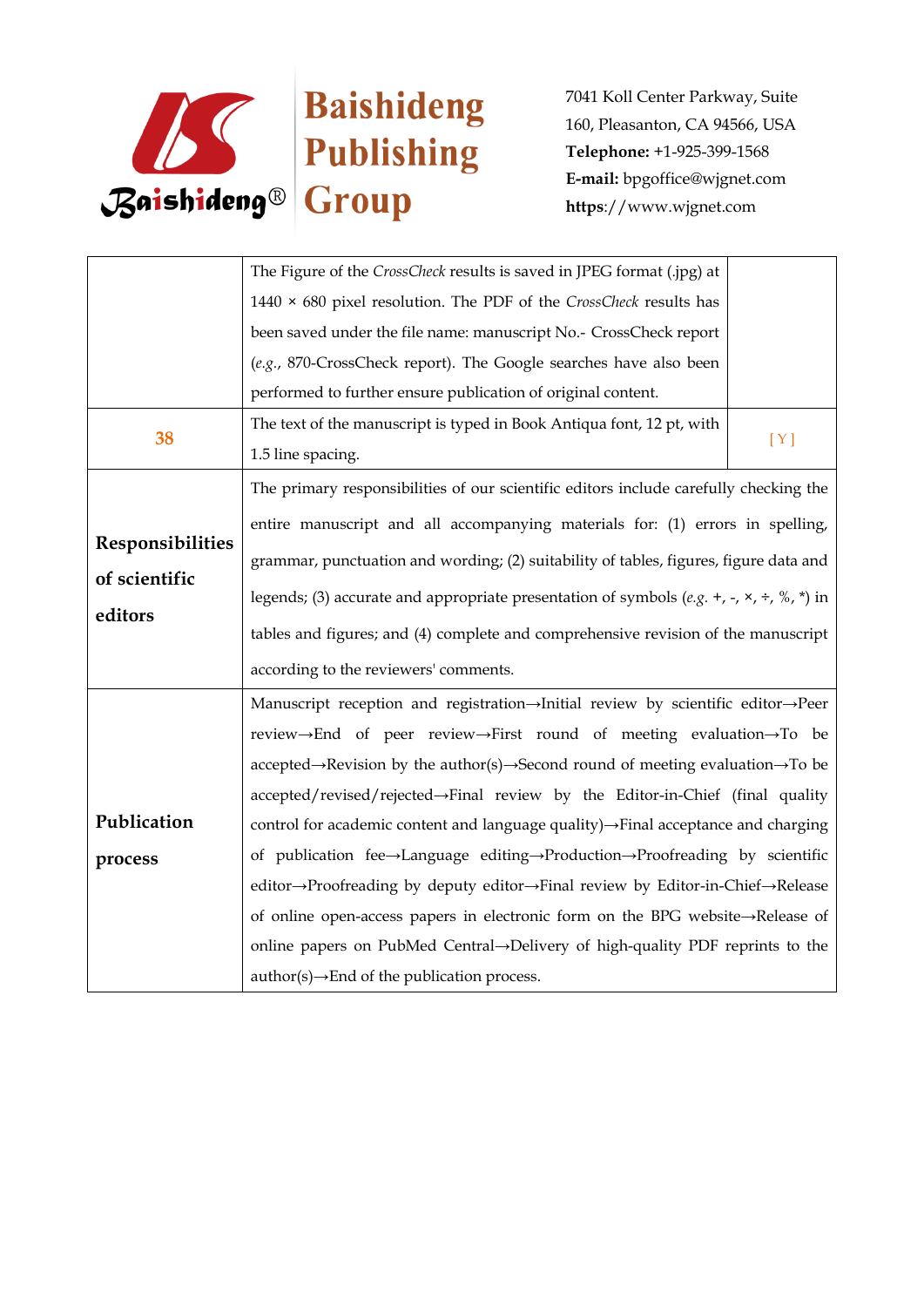| | | |
|---|---|---|
| | The Figure of the *CrossCheck* results is saved in JPEG format (.jpg) at 1440 × 680 pixel resolution. The PDF of the *CrossCheck* results has been saved under the file name: manuscript No.- CrossCheck report (*e.g.*, 870-CrossCheck report). The Google searches have also been performed to further ensure publication of original content. | |
| 38 | The text of the manuscript is typed in Book Antiqua font, 12 pt, with 1.5 line spacing. | [ Y ] |
| **Responsibilities of scientific editors** | The primary responsibilities of our scientific editors include carefully checking the entire manuscript and all accompanying materials for: (1) errors in spelling, grammar, punctuation and wording; (2) suitability of tables, figures, figure data and legends; (3) accurate and appropriate presentation of symbols (*e.g.* +, -, ×, ÷, %, *) in tables and figures; and (4) complete and comprehensive revision of the manuscript according to the reviewers' comments. | |
| **Publication process** | Manuscript reception and registration→Initial review by scientific editor→Peer review→End of peer review→First round of meeting evaluation→To be accepted→Revision by the author(s)→Second round of meeting evaluation→To be accepted/revised/rejected→Final review by the Editor-in-Chief (final quality control for academic content and language quality)→Final acceptance and charging of publication fee→Language editing→Production→Proofreading by scientific editor→Proofreading by deputy editor→Final review by Editor-in-Chief→Release of online open-access papers in electronic form on the BPG website→Release of online papers on PubMed Central→Delivery of high-quality PDF reprints to the author(s)→End of the publication process. | |